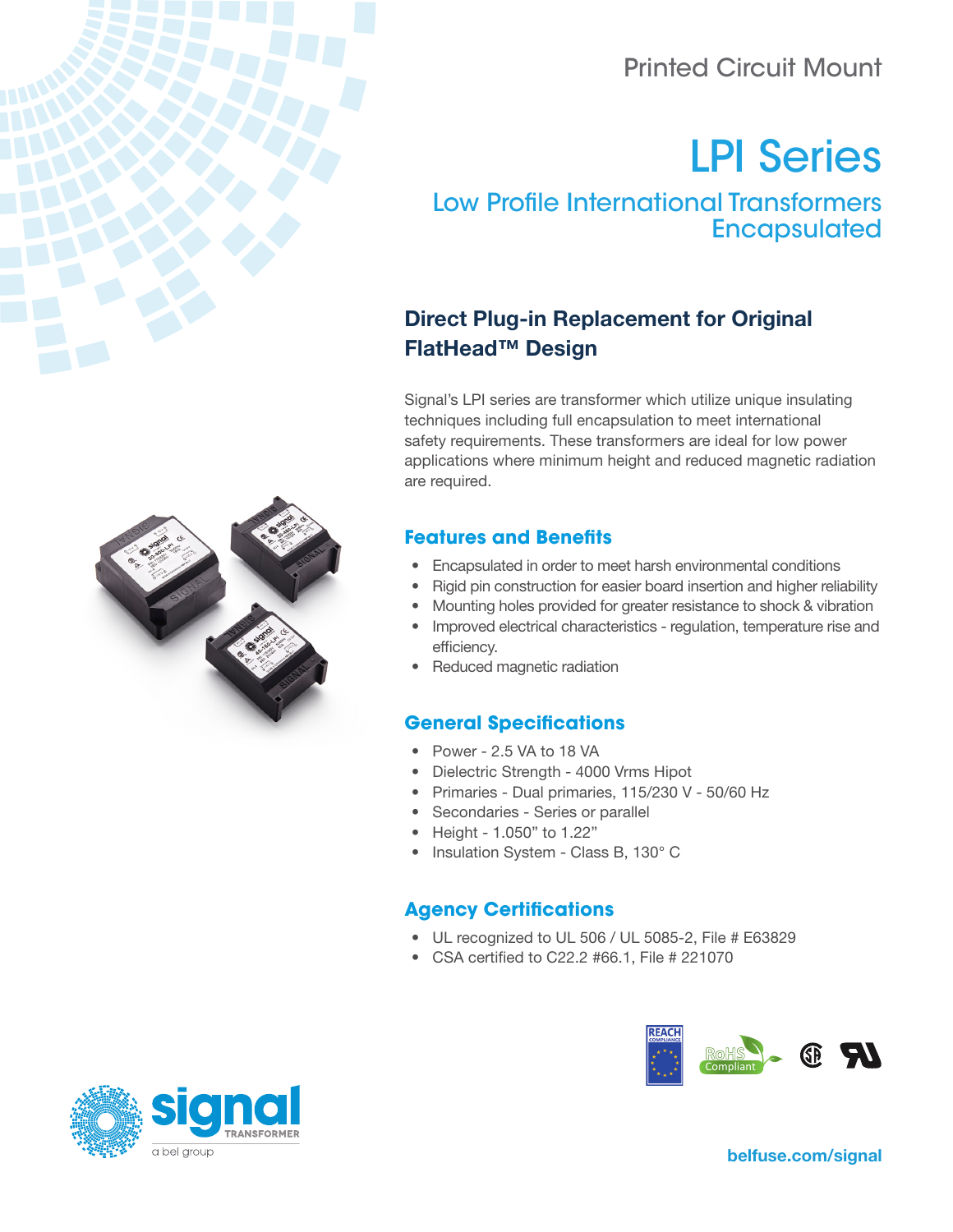Printed Circuit Mount

# LPI Series

## Low Profile International Transformers Encapsulated

### Direct Plug-in Replacement for Original FlatHead™ Design

Signal's LPI series are transformer which utilize unique insulating techniques including full encapsulation to meet international safety requirements. These transformers are ideal for low power applications where minimum height and reduced magnetic radiation are required.

### Features and Benefits

- Encapsulated in order to meet harsh environmental conditions
- Rigid pin construction for easier board insertion and higher reliability
- Mounting holes provided for greater resistance to shock & vibration
- Improved electrical characteristics - regulation, temperature rise and efficiency.
- Reduced magnetic radiation

### General Specifications

- Power - 2.5 VA to 18 VA
- Dielectric Strength - 4000 Vrms Hipot
- Primaries - Dual primaries, 115/230 V - 50/60 Hz
- Secondaries - Series or parallel
- Height - 1.050" to 1.22"
- Insulation System - Class B, 130° C

### Agency Certifications

- UL recognized to UL 506 / UL 5085-2, File # E63829
- CSA certified to C22.2 #66.1, File # 221070

REACH COMPLIANCE RoHS Compliant

signal TRANSFORMER a bel group

belfuse.com/signal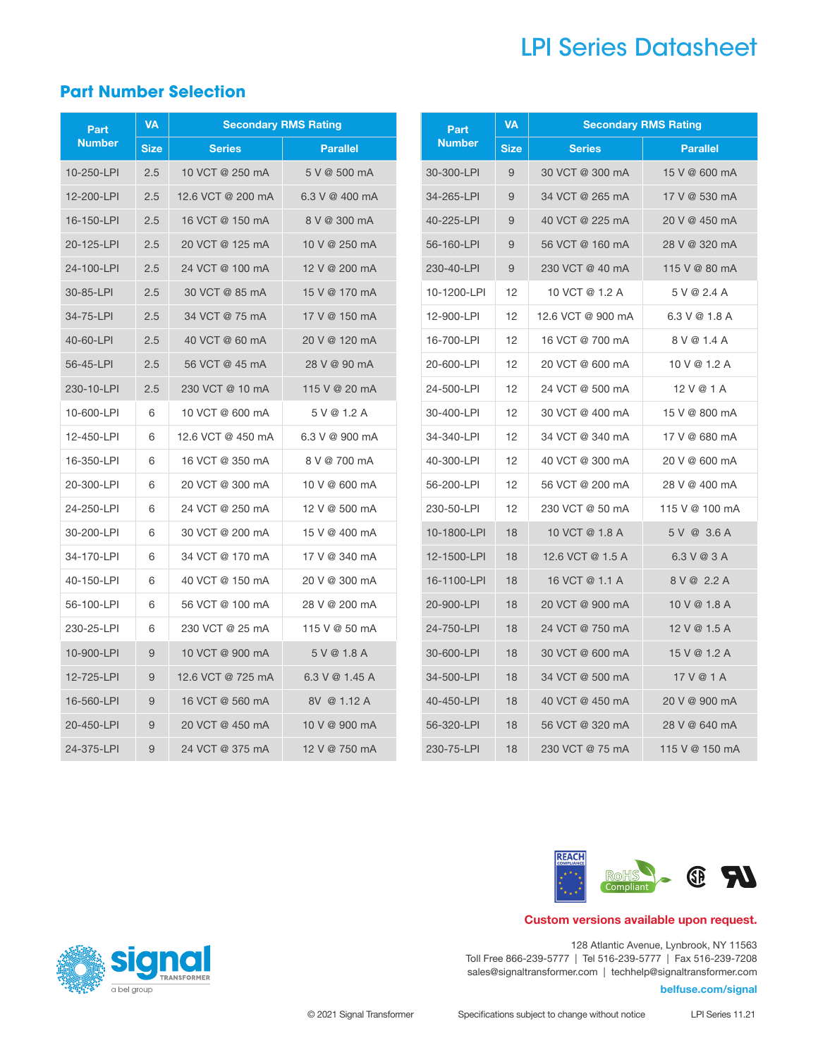## Part Number Selection

| Part Number | VA | Secondary RMS Rating | |
|---|---|---|---|
| | Size | Series | Parallel |
| 10-250-LPI | 2.5 | 10 VCT @ 250 mA | 5 V @ 500 mA |
| 12-200-LPI | 2.5 | 12.6 VCT @ 200 mA | 6.3 V @ 400 mA |
| 16-150-LPI | 2.5 | 16 VCT @ 150 mA | 8 V @ 300 mA |
| 20-125-LPI | 2.5 | 20 VCT @ 125 mA | 10 V @ 250 mA |
| 24-100-LPI | 2.5 | 24 VCT @ 100 mA | 12 V @ 200 mA |
| 30-85-LPI | 2.5 | 30 VCT @ 85 mA | 15 V @ 170 mA |
| 34-75-LPI | 2.5 | 34 VCT @ 75 mA | 17 V @ 150 mA |
| 40-60-LPI | 2.5 | 40 VCT @ 60 mA | 20 V @ 120 mA |
| 56-45-LPI | 2.5 | 56 VCT @ 45 mA | 28 V @ 90 mA |
| 230-10-LPI | 2.5 | 230 VCT @ 10 mA | 115 V @ 20 mA |
| 10-600-LPI | 6 | 10 VCT @ 600 mA | 5 V @ 1.2 A |
| 12-450-LPI | 6 | 12.6 VCT @ 450 mA | 6.3 V @ 900 mA |
| 16-350-LPI | 6 | 16 VCT @ 350 mA | 8 V @ 700 mA |
| 20-300-LPI | 6 | 20 VCT @ 300 mA | 10 V @ 600 mA |
| 24-250-LPI | 6 | 24 VCT @ 250 mA | 12 V @ 500 mA |
| 30-200-LPI | 6 | 30 VCT @ 200 mA | 15 V @ 400 mA |
| 34-170-LPI | 6 | 34 VCT @ 170 mA | 17 V @ 340 mA |
| 40-150-LPI | 6 | 40 VCT @ 150 mA | 20 V @ 300 mA |
| 56-100-LPI | 6 | 56 VCT @ 100 mA | 28 V @ 200 mA |
| 230-25-LPI | 6 | 230 VCT @ 25 mA | 115 V @ 50 mA |
| 10-900-LPI | 9 | 10 VCT @ 900 mA | 5 V @ 1.8 A |
| 12-725-LPI | 9 | 12.6 VCT @ 725 mA | 6.3 V @ 1.45 A |
| 16-560-LPI | 9 | 16 VCT @ 560 mA | 8V @ 1.12 A |
| 20-450-LPI | 9 | 20 VCT @ 450 mA | 10 V @ 900 mA |
| 24-375-LPI | 9 | 24 VCT @ 375 mA | 12 V @ 750 mA |

| Part Number | VA | Secondary RMS Rating | |
|---|---|---|---|
| | Size | Series | Parallel |
| 30-300-LPI | 9 | 30 VCT @ 300 mA | 15 V @ 600 mA |
| 34-265-LPI | 9 | 34 VCT @ 265 mA | 17 V @ 530 mA |
| 40-225-LPI | 9 | 40 VCT @ 225 mA | 20 V @ 450 mA |
| 56-160-LPI | 9 | 56 VCT @ 160 mA | 28 V @ 320 mA |
| 230-40-LPI | 9 | 230 VCT @ 40 mA | 115 V @ 80 mA |
| 10-1200-LPI | 12 | 10 VCT @ 1.2 A | 5 V @ 2.4 A |
| 12-900-LPI | 12 | 12.6 VCT @ 900 mA | 6.3 V @ 1.8 A |
| 16-700-LPI | 12 | 16 VCT @ 700 mA | 8 V @ 1.4 A |
| 20-600-LPI | 12 | 20 VCT @ 600 mA | 10 V @ 1.2 A |
| 24-500-LPI | 12 | 24 VCT @ 500 mA | 12 V @ 1 A |
| 30-400-LPI | 12 | 30 VCT @ 400 mA | 15 V @ 800 mA |
| 34-340-LPI | 12 | 34 VCT @ 340 mA | 17 V @ 680 mA |
| 40-300-LPI | 12 | 40 VCT @ 300 mA | 20 V @ 600 mA |
| 56-200-LPI | 12 | 56 VCT @ 200 mA | 28 V @ 400 mA |
| 230-50-LPI | 12 | 230 VCT @ 50 mA | 115 V @ 100 mA |
| 10-1800-LPI | 18 | 10 VCT @ 1.8 A | 5 V @ 3.6 A |
| 12-1500-LPI | 18 | 12.6 VCT @ 1.5 A | 6.3 V @ 3 A |
| 16-1100-LPI | 18 | 16 VCT @ 1.1 A | 8 V @ 2.2 A |
| 20-900-LPI | 18 | 20 VCT @ 900 mA | 10 V @ 1.8 A |
| 24-750-LPI | 18 | 24 VCT @ 750 mA | 12 V @ 1.5 A |
| 30-600-LPI | 18 | 30 VCT @ 600 mA | 15 V @ 1.2 A |
| 34-500-LPI | 18 | 34 VCT @ 500 mA | 17 V @ 1 A |
| 40-450-LPI | 18 | 40 VCT @ 450 mA | 20 V @ 900 mA |
| 56-320-LPI | 18 | 56 VCT @ 320 mA | 28 V @ 640 mA |
| 230-75-LPI | 18 | 230 VCT @ 75 mA | 115 V @ 150 mA |

**Custom versions available upon request.**

128 Atlantic Avenue, Lynbrook, NY 11563
Toll Free 866-239-5777 | Tel 516-239-5777 | Fax 516-239-7208
sales@signaltransformer.com | techhelp@signaltransformer.com
**belfuse.com/signal**

© 2021 Signal Transformer    Specifications subject to change without notice    LPI Series 11.21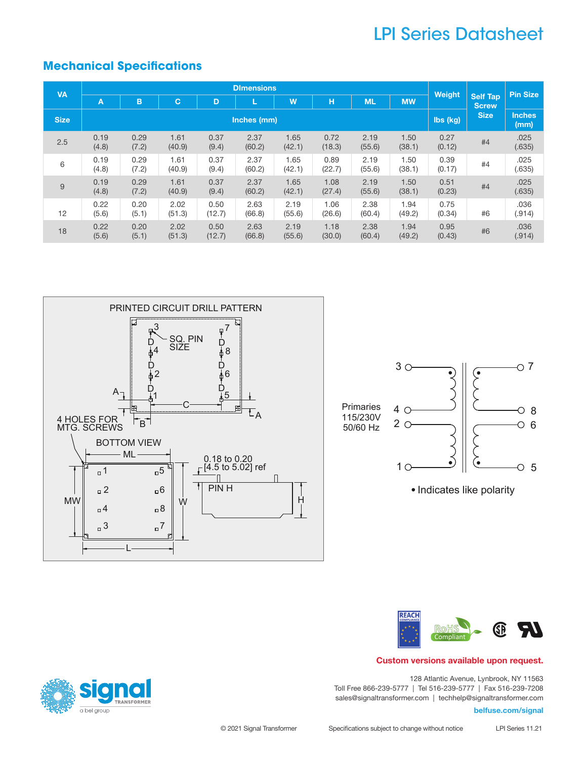## Mechanical Specifications

| VA | Dimensions | | | | | | | | | Weight | Self Tap Screw Size | Pin Size |
|---|---|---|---|---|---|---|---|---|---|---|---|---|
| | A | B | C | D | L | W | H | ML | MW | | | |
| Size | Inches (mm) | | | | | | | | | lbs (kg) | | Inches (mm) |
| 2.5 | 0.19 (4.8) | 0.29 (7.2) | 1.61 (40.9) | 0.37 (9.4) | 2.37 (60.2) | 1.65 (42.1) | 0.72 (18.3) | 2.19 (55.6) | 1.50 (38.1) | 0.27 (0.12) | #4 | .025 (.635) |
| 6 | 0.19 (4.8) | 0.29 (7.2) | 1.61 (40.9) | 0.37 (9.4) | 2.37 (60.2) | 1.65 (42.1) | 0.89 (22.7) | 2.19 (55.6) | 1.50 (38.1) | 0.39 (0.17) | #4 | .025 (.635) |
| 9 | 0.19 (4.8) | 0.29 (7.2) | 1.61 (40.9) | 0.37 (9.4) | 2.37 (60.2) | 1.65 (42.1) | 1.08 (27.4) | 2.19 (55.6) | 1.50 (38.1) | 0.51 (0.23) | #4 | .025 (.635) |
| 12 | 0.22 (5.6) | 0.20 (5.1) | 2.02 (51.3) | 0.50 (12.7) | 2.63 (66.8) | 2.19 (55.6) | 1.06 (26.6) | 2.38 (60.4) | 1.94 (49.2) | 0.75 (0.34) | #6 | .036 (.914) |
| 18 | 0.22 (5.6) | 0.20 (5.1) | 2.02 (51.3) | 0.50 (12.7) | 2.63 (66.8) | 2.19 (55.6) | 1.18 (30.0) | 2.38 (60.4) | 1.94 (49.2) | 0.95 (0.43) | #6 | .036 (.914) |

PRINTED CIRCUIT DRILL PATTERN

SQ. PIN SIZE

4 HOLES FOR MTG. SCREWS

BOTTOM VIEW

0.18 to 0.20 [4.5 to 5.02] ref

PIN H

Primaries 115/230V 50/60 Hz

• Indicates like polarity

**Custom versions available upon request.**

128 Atlantic Avenue, Lynbrook, NY 11563
Toll Free 866-239-5777 | Tel 516-239-5777 | Fax 516-239-7208
sales@signaltransformer.com | techhelp@signaltransformer.com
**belfuse.com/signal**

© 2021 Signal Transformer    Specifications subject to change without notice    LPI Series 11.21